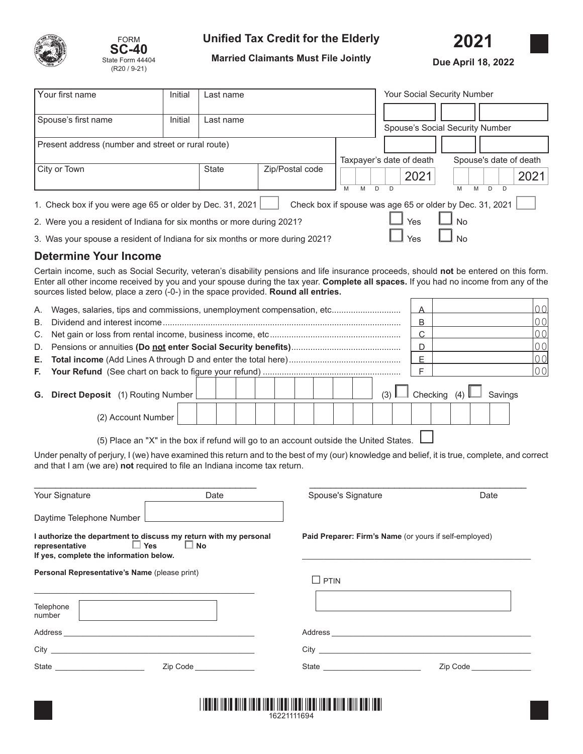FORM **SC-40**
State Form 44404
(R20 / 9-21)

# Unified Tax Credit for the Elderly

**Married Claimants Must File Jointly**

# 2021

**Due April 18, 2022**

| Your first name | Initial | Last name | Your Social Security Number |
|---|---|---|---|
| Spouse's first name | Initial | Last name | Spouse's Social Security Number |
| Present address (number and street or rural route) | | | |
| City or Town | State | Zip/Postal code | Taxpayer's date of death (M M D D) 2021 — Spouse's date of death (M M D D) 2021 |

1. Check box if you were age 65 or older by Dec. 31, 2021 ☐ Check box if spouse was age 65 or older by Dec. 31, 2021 ☐
2. Were you a resident of Indiana for six months or more during 2021? ☐ Yes ☐ No
3. Was your spouse a resident of Indiana for six months or more during 2021? ☐ Yes ☐ No

## Determine Your Income

Certain income, such as Social Security, veteran's disability pensions and life insurance proceeds, should **not** be entered on this form. Enter all other income received by you and your spouse during the tax year. **Complete all spaces.** If you had no income from any of the sources listed below, place a zero (-0-) in the space provided. **Round all entries.**

| | | | |
|---|---|---|---|
| A. | Wages, salaries, tips and commissions, unemployment compensation, etc. | A | 00 |
| B. | Dividend and interest income | B | 00 |
| C. | Net gain or loss from rental income, business income, etc | C | 00 |
| D. | Pensions or annuities **(Do not enter Social Security benefits)** | D | 00 |
| **E.** | **Total income** (Add Lines A through D and enter the total here) | E | 00 |
| **F.** | **Your Refund** (See chart on back to figure your refund) | F | 00 |

**G. Direct Deposit** (1) Routing Number ☐☐☐☐☐☐☐☐☐ (3) ☐ Checking (4) ☐ Savings

(2) Account Number ☐☐☐☐☐☐☐☐☐☐☐☐☐☐☐☐☐

(5) Place an "X" in the box if refund will go to an account outside the United States. ☐

Under penalty of perjury, I (we) have examined this return and to the best of my (our) knowledge and belief, it is true, complete, and correct and that I am (we are) **not** required to file an Indiana income tax return.

Your Signature _______________ Date _______

Spouse's Signature _______________ Date _______

Daytime Telephone Number _______________

**I authorize the department to discuss my return with my personal representative** ☐ **Yes** ☐ **No**
**If yes, complete the information below.**

**Personal Representative's Name** (please print) _______________

Telephone number _______________

Address _______________

City _______________

State _______________ Zip Code _______________

**Paid Preparer: Firm's Name** (or yours if self-employed) _______________

☐ PTIN _______________

Address _______________

City _______________

State _______________ Zip Code _______________

16221111694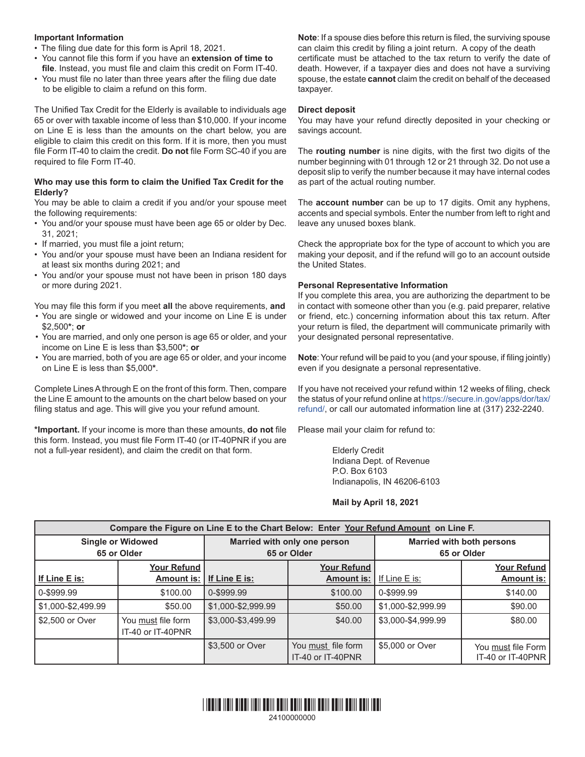**Important Information**

- The filing due date for this form is April 18, 2021.
- You cannot file this form if you have an **extension of time to file**. Instead, you must file and claim this credit on Form IT-40.
- You must file no later than three years after the filing due date to be eligible to claim a refund on this form.

The Unified Tax Credit for the Elderly is available to individuals age 65 or over with taxable income of less than $10,000. If your income on Line E is less than the amounts on the chart below, you are eligible to claim this credit on this form. If it is more, then you must file Form IT-40 to claim the credit. **Do not** file Form SC-40 if you are required to file Form IT-40.

**Who may use this form to claim the Unified Tax Credit for the Elderly?**

You may be able to claim a credit if you and/or your spouse meet the following requirements:

- You and/or your spouse must have been age 65 or older by Dec. 31, 2021;
- If married, you must file a joint return;
- You and/or your spouse must have been an Indiana resident for at least six months during 2021; and
- You and/or your spouse must not have been in prison 180 days or more during 2021.

You may file this form if you meet **all** the above requirements, **and**

- You are single or widowed and your income on Line E is under $2,500*; **or**
- You are married, and only one person is age 65 or older, and your income on Line E is less than $3,500*; **or**
- You are married, both of you are age 65 or older, and your income on Line E is less than $5,000*.

Complete Lines A through E on the front of this form. Then, compare the Line E amount to the amounts on the chart below based on your filing status and age. This will give you your refund amount.

***Important.** If your income is more than these amounts, **do not** file this form. Instead, you must file Form IT-40 (or IT-40PNR if you are not a full-year resident), and claim the credit on that form.

**Note**: If a spouse dies before this return is filed, the surviving spouse can claim this credit by filing a joint return. A copy of the death certificate must be attached to the tax return to verify the date of death. However, if a taxpayer dies and does not have a surviving spouse, the estate **cannot** claim the credit on behalf of the deceased taxpayer.

**Direct deposit**

You may have your refund directly deposited in your checking or savings account.

The **routing number** is nine digits, with the first two digits of the number beginning with 01 through 12 or 21 through 32. Do not use a deposit slip to verify the number because it may have internal codes as part of the actual routing number.

The **account number** can be up to 17 digits. Omit any hyphens, accents and special symbols. Enter the number from left to right and leave any unused boxes blank.

Check the appropriate box for the type of account to which you are making your deposit, and if the refund will go to an account outside the United States.

**Personal Representative Information**

If you complete this area, you are authorizing the department to be in contact with someone other than you (e.g. paid preparer, relative or friend, etc.) concerning information about this tax return. After your return is filed, the department will communicate primarily with your designated personal representative.

**Note**: Your refund will be paid to you (and your spouse, if filing jointly) even if you designate a personal representative.

If you have not received your refund within 12 weeks of filing, check the status of your refund online at https://secure.in.gov/apps/dor/tax/refund/, or call our automated information line at (317) 232-2240.

Please mail your claim for refund to:

Elderly Credit
Indiana Dept. of Revenue
P.O. Box 6103
Indianapolis, IN 46206-6103

**Mail by April 18, 2021**

**Compare the Figure on Line E to the Chart Below: Enter Your Refund Amount on Line F.**

| Single or Widowed 65 or Older | | Married with only one person 65 or Older | | Married with both persons 65 or Older | |
|---|---|---|---|---|---|
| **If Line E is:** | **Your Refund Amount is:** | **If Line E is:** | **Your Refund Amount is:** | If Line E is: | **Your Refund Amount is:** |
| 0-$999.99 | $100.00 | 0-$999.99 | $100.00 | 0-$999.99 | $140.00 |
| $1,000-$2,499.99 | $50.00 | $1,000-$2,999.99 | $50.00 | $1,000-$2,999.99 | $90.00 |
| $2,500 or Over | You must file form IT-40 or IT-40PNR | $3,000-$3,499.99 | $40.00 | $3,000-$4,999.99 | $80.00 |
| | | $3,500 or Over | You must file form IT-40 or IT-40PNR | $5,000 or Over | You must file Form IT-40 or IT-40PNR |

24100000000